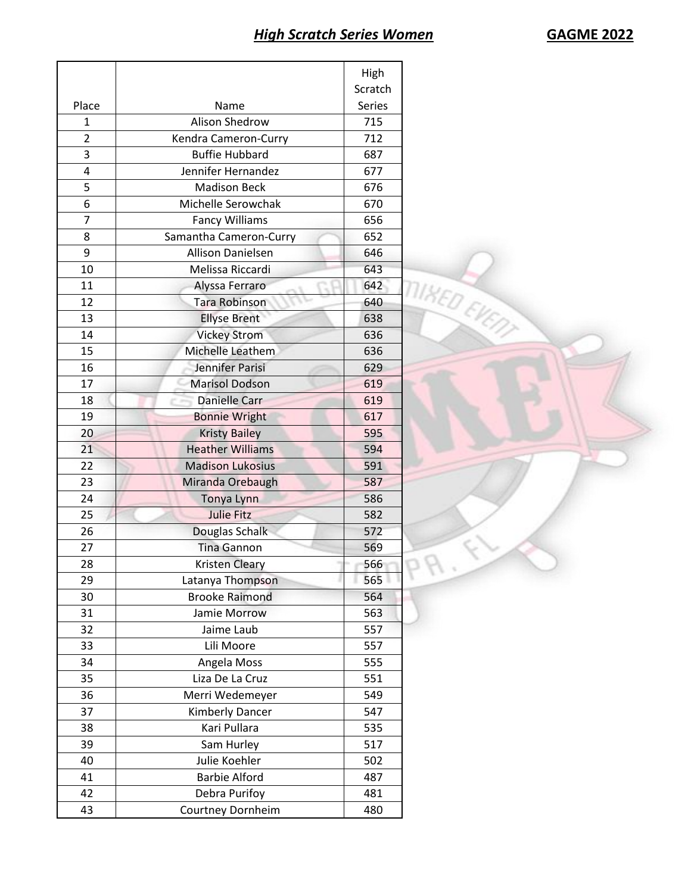## ***High Scratch Series Women*** **GAGME 2022**

| Place | Name | High Scratch Series |
|---|---|---|
| 1 | Alison Shedrow | 715 |
| 2 | Kendra Cameron-Curry | 712 |
| 3 | Buffie Hubbard | 687 |
| 4 | Jennifer Hernandez | 677 |
| 5 | Madison Beck | 676 |
| 6 | Michelle Serowchak | 670 |
| 7 | Fancy Williams | 656 |
| 8 | Samantha Cameron-Curry | 652 |
| 9 | Allison Danielsen | 646 |
| 10 | Melissa Riccardi | 643 |
| 11 | Alyssa Ferraro | 642 |
| 12 | Tara Robinson | 640 |
| 13 | Ellyse Brent | 638 |
| 14 | Vickey Strom | 636 |
| 15 | Michelle Leathem | 636 |
| 16 | Jennifer Parisi | 629 |
| 17 | Marisol Dodson | 619 |
| 18 | Danielle Carr | 619 |
| 19 | Bonnie Wright | 617 |
| 20 | Kristy Bailey | 595 |
| 21 | Heather Williams | 594 |
| 22 | Madison Lukosius | 591 |
| 23 | Miranda Orebaugh | 587 |
| 24 | Tonya Lynn | 586 |
| 25 | Julie Fitz | 582 |
| 26 | Douglas Schalk | 572 |
| 27 | Tina Gannon | 569 |
| 28 | Kristen Cleary | 566 |
| 29 | Latanya Thompson | 565 |
| 30 | Brooke Raimond | 564 |
| 31 | Jamie Morrow | 563 |
| 32 | Jaime Laub | 557 |
| 33 | Lili Moore | 557 |
| 34 | Angela Moss | 555 |
| 35 | Liza De La Cruz | 551 |
| 36 | Merri Wedemeyer | 549 |
| 37 | Kimberly Dancer | 547 |
| 38 | Kari Pullara | 535 |
| 39 | Sam Hurley | 517 |
| 40 | Julie Koehler | 502 |
| 41 | Barbie Alford | 487 |
| 42 | Debra Purifoy | 481 |
| 43 | Courtney Dornheim | 480 |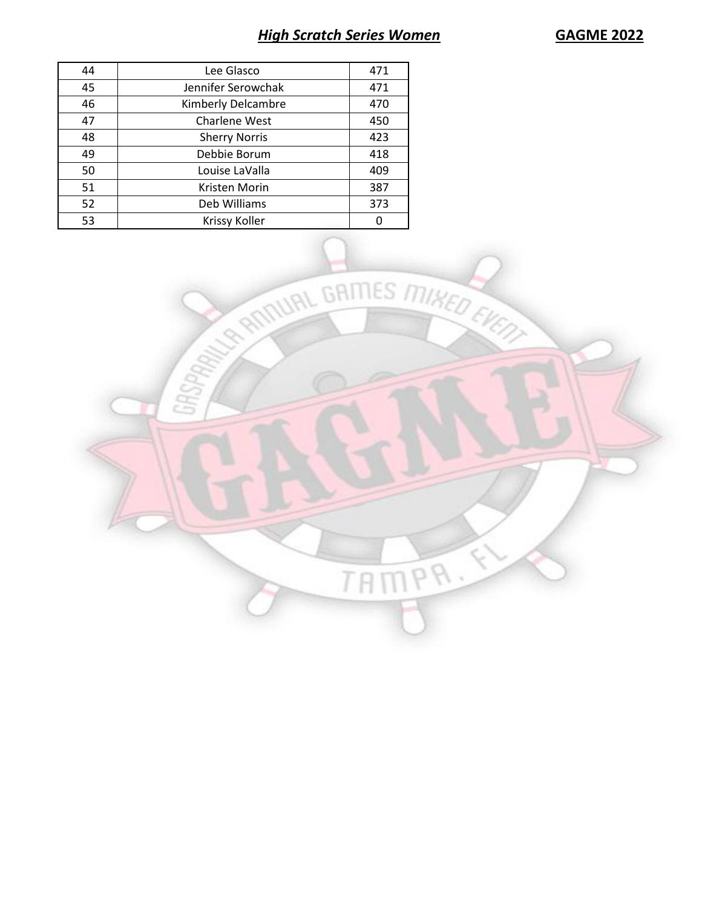| | | |
|---|---|---|
| 44 | Lee Glasco | 471 |
| 45 | Jennifer Serowchak | 471 |
| 46 | Kimberly Delcambre | 470 |
| 47 | Charlene West | 450 |
| 48 | Sherry Norris | 423 |
| 49 | Debbie Borum | 418 |
| 50 | Louise LaValla | 409 |
| 51 | Kristen Morin | 387 |
| 52 | Deb Williams | 373 |
| 53 | Krissy Koller | 0 |